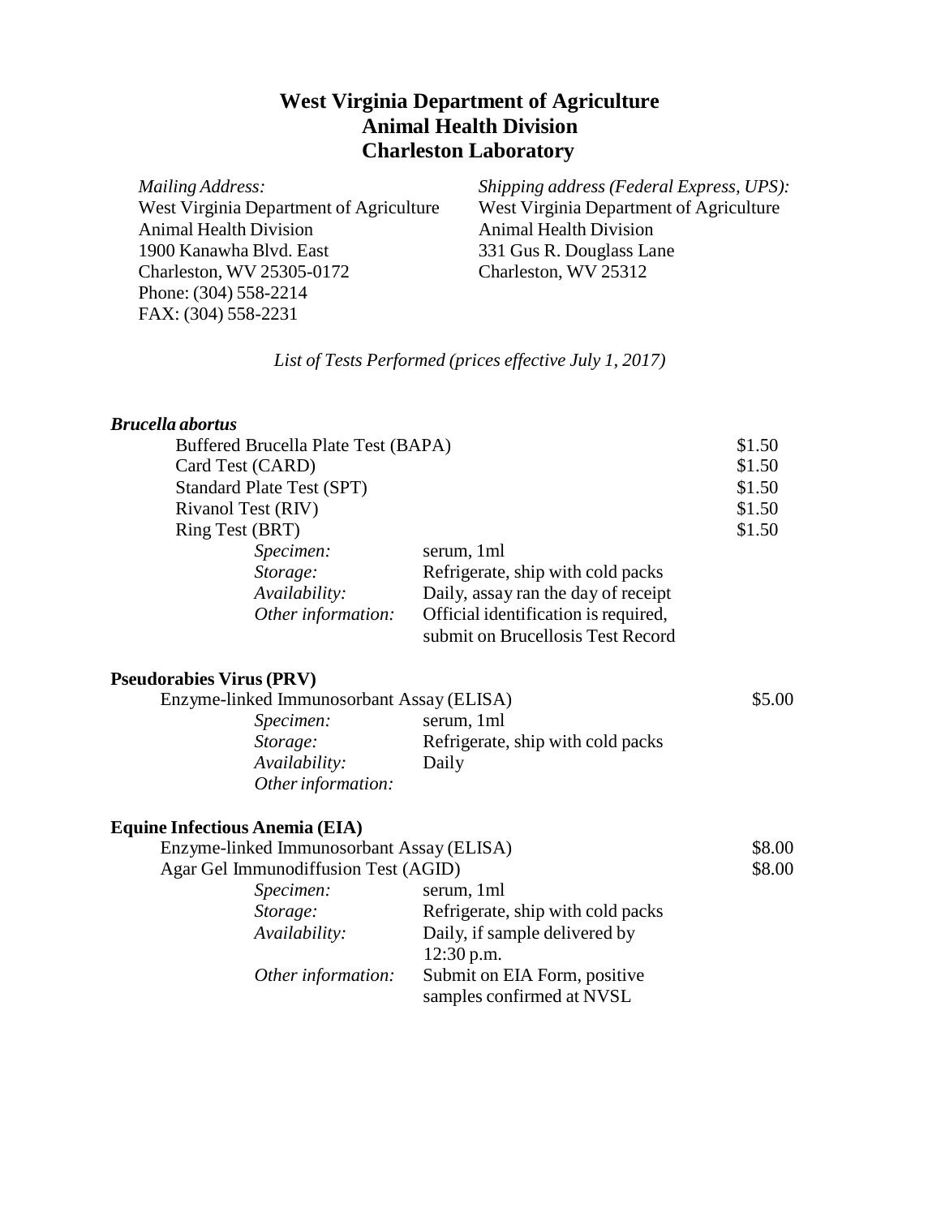# West Virginia Department of Agriculture
# Animal Health Division
# Charleston Laboratory

*Mailing Address:*
West Virginia Department of Agriculture
Animal Health Division
1900 Kanawha Blvd. East
Charleston, WV 25305-0172
Phone: (304) 558-2214
FAX: (304) 558-2231

*Shipping address (Federal Express, UPS):*
West Virginia Department of Agriculture
Animal Health Division
331 Gus R. Douglass Lane
Charleston, WV 25312

*List of Tests Performed (prices effective July 1, 2017)*

## ***Brucella abortus***

| Test | Price |
|---|---|
| Buffered Brucella Plate Test (BAPA) | $1.50 |
| Card Test (CARD) | $1.50 |
| Standard Plate Test (SPT) | $1.50 |
| Rivanol Test (RIV) | $1.50 |
| Ring Test (BRT) | $1.50 |

- *Specimen:* serum, 1ml
- *Storage:* Refrigerate, ship with cold packs
- *Availability:* Daily, assay ran the day of receipt
- *Other information:* Official identification is required, submit on Brucellosis Test Record

## **Pseudorabies Virus (PRV)**

| Test | Price |
|---|---|
| Enzyme-linked Immunosorbant Assay (ELISA) | $5.00 |

- *Specimen:* serum, 1ml
- *Storage:* Refrigerate, ship with cold packs
- *Availability:* Daily
- *Other information:*

## **Equine Infectious Anemia (EIA)**

| Test | Price |
|---|---|
| Enzyme-linked Immunosorbant Assay (ELISA) | $8.00 |
| Agar Gel Immunodiffusion Test (AGID) | $8.00 |

- *Specimen:* serum, 1ml
- *Storage:* Refrigerate, ship with cold packs
- *Availability:* Daily, if sample delivered by 12:30 p.m.
- *Other information:* Submit on EIA Form, positive samples confirmed at NVSL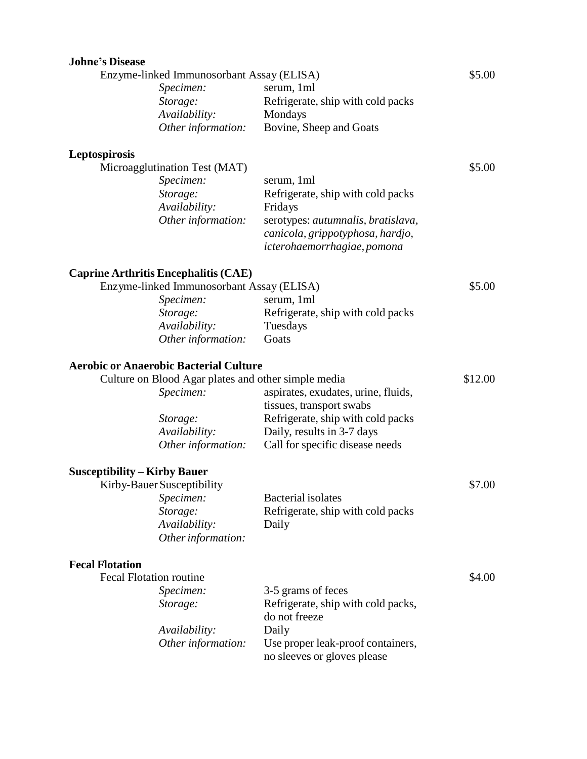**Johne's Disease**

Enzyme-linked Immunosorbant Assay (ELISA) — $5.00

| | |
|---|---|
| *Specimen:* | serum, 1ml |
| *Storage:* | Refrigerate, ship with cold packs |
| *Availability:* | Mondays |
| *Other information:* | Bovine, Sheep and Goats |

**Leptospirosis**

Microagglutination Test (MAT) — $5.00

| | |
|---|---|
| *Specimen:* | serum, 1ml |
| *Storage:* | Refrigerate, ship with cold packs |
| *Availability:* | Fridays |
| *Other information:* | serotypes: *autumnalis, bratislava, canicola, grippotyphosa, hardjo, icterohaemorrhagiae, pomona* |

**Caprine Arthritis Encephalitis (CAE)**

Enzyme-linked Immunosorbant Assay (ELISA) — $5.00

| | |
|---|---|
| *Specimen:* | serum, 1ml |
| *Storage:* | Refrigerate, ship with cold packs |
| *Availability:* | Tuesdays |
| *Other information:* | Goats |

**Aerobic or Anaerobic Bacterial Culture**

Culture on Blood Agar plates and other simple media — $12.00

| | |
|---|---|
| *Specimen:* | aspirates, exudates, urine, fluids, tissues, transport swabs |
| *Storage:* | Refrigerate, ship with cold packs |
| *Availability:* | Daily, results in 3-7 days |
| *Other information:* | Call for specific disease needs |

**Susceptibility – Kirby Bauer**

Kirby-Bauer Susceptibility — $7.00

| | |
|---|---|
| *Specimen:* | Bacterial isolates |
| *Storage:* | Refrigerate, ship with cold packs |
| *Availability:* | Daily |
| *Other information:* | |

**Fecal Flotation**

Fecal Flotation routine — $4.00

| | |
|---|---|
| *Specimen:* | 3-5 grams of feces |
| *Storage:* | Refrigerate, ship with cold packs, do not freeze |
| *Availability:* | Daily |
| *Other information:* | Use proper leak-proof containers, no sleeves or gloves please |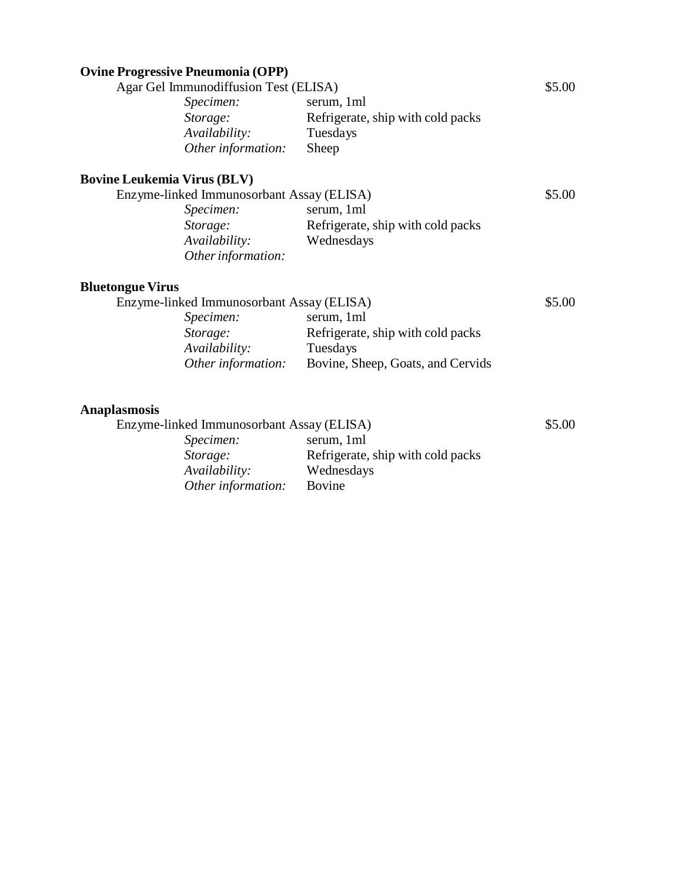**Ovine Progressive Pneumonia (OPP)**

Agar Gel Immunodiffusion Test (ELISA) $5.00

| | |
|---|---|
| *Specimen:* | serum, 1ml |
| *Storage:* | Refrigerate, ship with cold packs |
| *Availability:* | Tuesdays |
| *Other information:* | Sheep |

**Bovine Leukemia Virus (BLV)**

Enzyme-linked Immunosorbant Assay (ELISA) $5.00

| | |
|---|---|
| *Specimen:* | serum, 1ml |
| *Storage:* | Refrigerate, ship with cold packs |
| *Availability:* | Wednesdays |
| *Other information:* | |

**Bluetongue Virus**

Enzyme-linked Immunosorbant Assay (ELISA) $5.00

| | |
|---|---|
| *Specimen:* | serum, 1ml |
| *Storage:* | Refrigerate, ship with cold packs |
| *Availability:* | Tuesdays |
| *Other information:* | Bovine, Sheep, Goats, and Cervids |

**Anaplasmosis**

Enzyme-linked Immunosorbant Assay (ELISA) $5.00

| | |
|---|---|
| *Specimen:* | serum, 1ml |
| *Storage:* | Refrigerate, ship with cold packs |
| *Availability:* | Wednesdays |
| *Other information:* | Bovine |